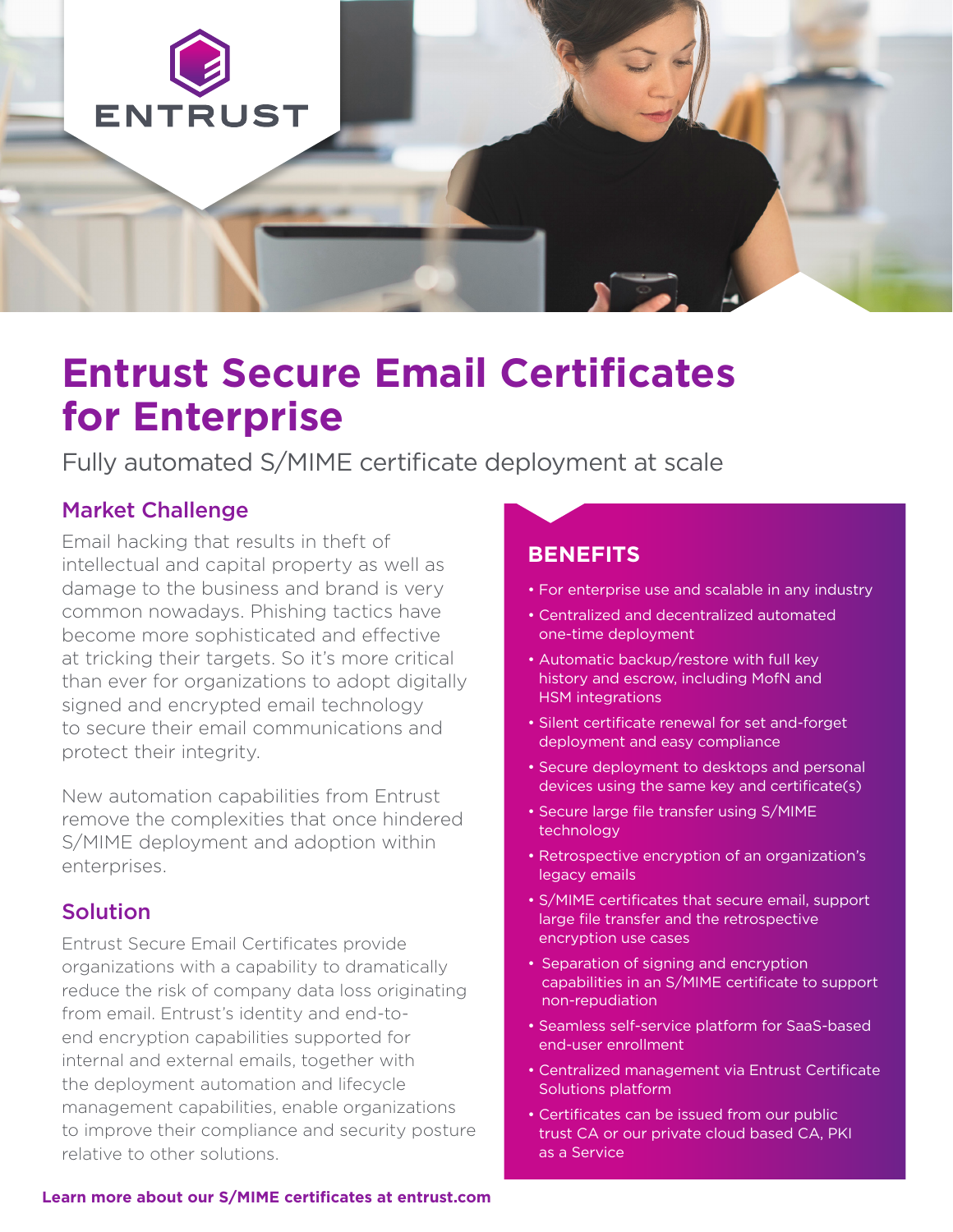ENTRUST

# Entrust Secure Email Certificates for Enterprise

Fully automated S/MIME certificate deployment at scale

## Market Challenge

Email hacking that results in theft of intellectual and capital property as well as damage to the business and brand is very common nowadays. Phishing tactics have become more sophisticated and effective at tricking their targets. So it's more critical than ever for organizations to adopt digitally signed and encrypted email technology to secure their email communications and protect their integrity.

New automation capabilities from Entrust remove the complexities that once hindered S/MIME deployment and adoption within enterprises.

## Solution

Entrust Secure Email Certificates provide organizations with a capability to dramatically reduce the risk of company data loss originating from email. Entrust's identity and end-to-end encryption capabilities supported for internal and external emails, together with the deployment automation and lifecycle management capabilities, enable organizations to improve their compliance and security posture relative to other solutions.

## BENEFITS

- For enterprise use and scalable in any industry
- Centralized and decentralized automated one-time deployment
- Automatic backup/restore with full key history and escrow, including MofN and HSM integrations
- Silent certificate renewal for set and-forget deployment and easy compliance
- Secure deployment to desktops and personal devices using the same key and certificate(s)
- Secure large file transfer using S/MIME technology
- Retrospective encryption of an organization's legacy emails
- S/MIME certificates that secure email, support large file transfer and the retrospective encryption use cases
- Separation of signing and encryption capabilities in an S/MIME certificate to support non-repudiation
- Seamless self-service platform for SaaS-based end-user enrollment
- Centralized management via Entrust Certificate Solutions platform
- Certificates can be issued from our public trust CA or our private cloud based CA, PKI as a Service

**Learn more about our S/MIME certificates at entrust.com**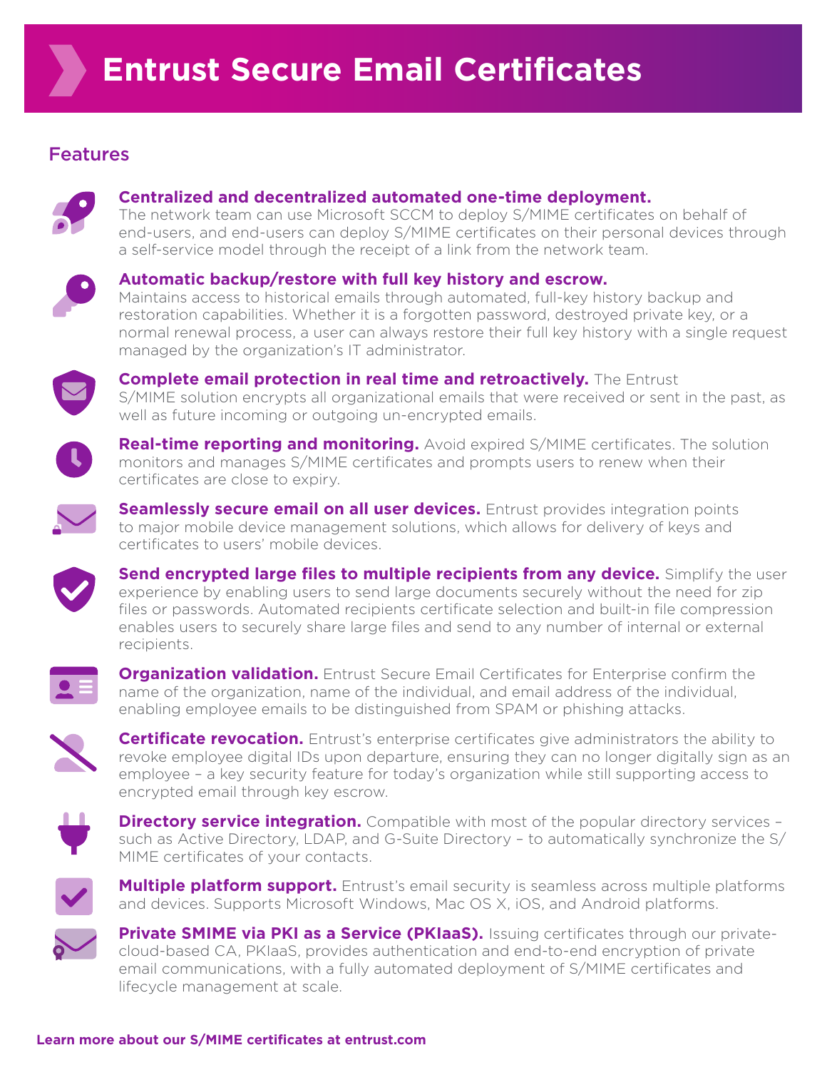# Entrust Secure Email Certificates

## Features

**Centralized and decentralized automated one-time deployment.** The network team can use Microsoft SCCM to deploy S/MIME certificates on behalf of end-users, and end-users can deploy S/MIME certificates on their personal devices through a self-service model through the receipt of a link from the network team.

**Automatic backup/restore with full key history and escrow.** Maintains access to historical emails through automated, full-key history backup and restoration capabilities. Whether it is a forgotten password, destroyed private key, or a normal renewal process, a user can always restore their full key history with a single request managed by the organization's IT administrator.

**Complete email protection in real time and retroactively.** The Entrust S/MIME solution encrypts all organizational emails that were received or sent in the past, as well as future incoming or outgoing un-encrypted emails.

**Real-time reporting and monitoring.** Avoid expired S/MIME certificates. The solution monitors and manages S/MIME certificates and prompts users to renew when their certificates are close to expiry.

**Seamlessly secure email on all user devices.** Entrust provides integration points to major mobile device management solutions, which allows for delivery of keys and certificates to users' mobile devices.

**Send encrypted large files to multiple recipients from any device.** Simplify the user experience by enabling users to send large documents securely without the need for zip files or passwords. Automated recipients certificate selection and built-in file compression enables users to securely share large files and send to any number of internal or external recipients.

**Organization validation.** Entrust Secure Email Certificates for Enterprise confirm the name of the organization, name of the individual, and email address of the individual, enabling employee emails to be distinguished from SPAM or phishing attacks.

**Certificate revocation.** Entrust's enterprise certificates give administrators the ability to revoke employee digital IDs upon departure, ensuring they can no longer digitally sign as an employee – a key security feature for today's organization while still supporting access to encrypted email through key escrow.

**Directory service integration.** Compatible with most of the popular directory services – such as Active Directory, LDAP, and G-Suite Directory – to automatically synchronize the S/MIME certificates of your contacts.

**Multiple platform support.** Entrust's email security is seamless across multiple platforms and devices. Supports Microsoft Windows, Mac OS X, iOS, and Android platforms.

**Private SMIME via PKI as a Service (PKIaaS).** Issuing certificates through our private-cloud-based CA, PKIaaS, provides authentication and end-to-end encryption of private email communications, with a fully automated deployment of S/MIME certificates and lifecycle management at scale.

**Learn more about our S/MIME certificates at entrust.com**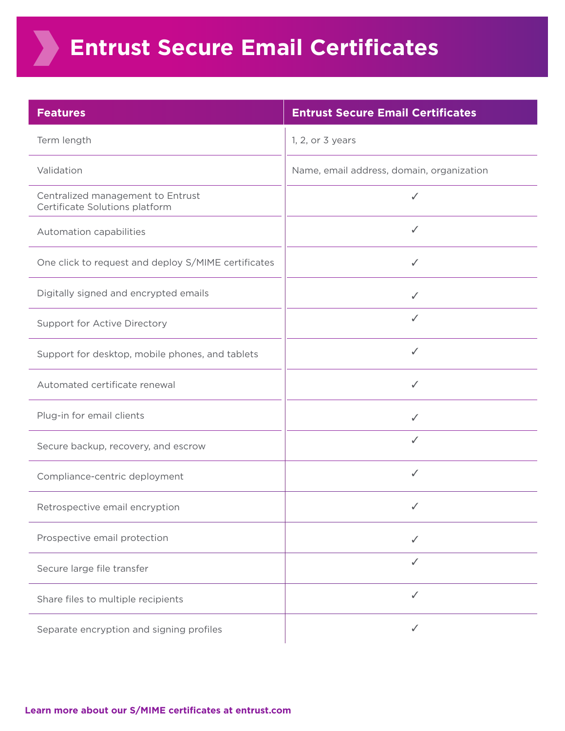# Entrust Secure Email Certificates

| Features | Entrust Secure Email Certificates |
|---|---|
| Term length | 1, 2, or 3 years |
| Validation | Name, email address, domain, organization |
| Centralized management to Entrust Certificate Solutions platform | ✓ |
| Automation capabilities | ✓ |
| One click to request and deploy S/MIME certificates | ✓ |
| Digitally signed and encrypted emails | ✓ |
| Support for Active Directory | ✓ |
| Support for desktop, mobile phones, and tablets | ✓ |
| Automated certificate renewal | ✓ |
| Plug-in for email clients | ✓ |
| Secure backup, recovery, and escrow | ✓ |
| Compliance-centric deployment | ✓ |
| Retrospective email encryption | ✓ |
| Prospective email protection | ✓ |
| Secure large file transfer | ✓ |
| Share files to multiple recipients | ✓ |
| Separate encryption and signing profiles | ✓ |

**Learn more about our S/MIME certificates at entrust.com**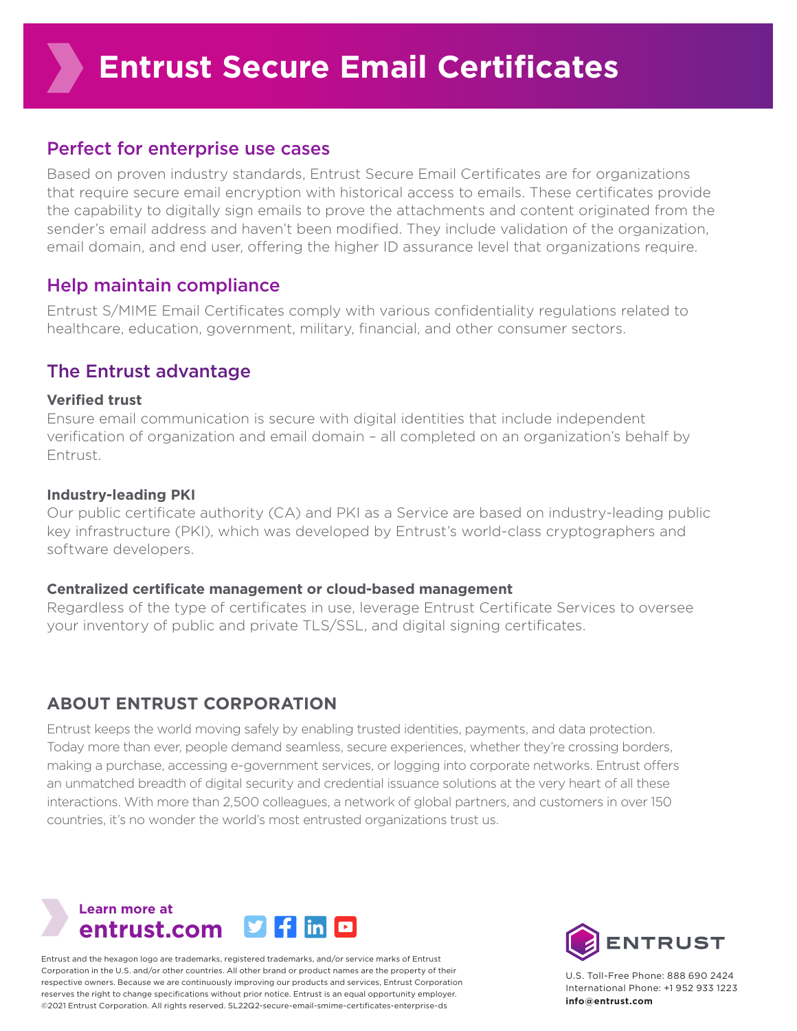# Entrust Secure Email Certificates

## Perfect for enterprise use cases

Based on proven industry standards, Entrust Secure Email Certificates are for organizations that require secure email encryption with historical access to emails. These certificates provide the capability to digitally sign emails to prove the attachments and content originated from the sender's email address and haven't been modified. They include validation of the organization, email domain, and end user, offering the higher ID assurance level that organizations require.

## Help maintain compliance

Entrust S/MIME Email Certificates comply with various confidentiality regulations related to healthcare, education, government, military, financial, and other consumer sectors.

## The Entrust advantage

**Verified trust**

Ensure email communication is secure with digital identities that include independent verification of organization and email domain – all completed on an organization's behalf by Entrust.

**Industry-leading PKI**

Our public certificate authority (CA) and PKI as a Service are based on industry-leading public key infrastructure (PKI), which was developed by Entrust's world-class cryptographers and software developers.

**Centralized certificate management or cloud-based management**

Regardless of the type of certificates in use, leverage Entrust Certificate Services to oversee your inventory of public and private TLS/SSL, and digital signing certificates.

## ABOUT ENTRUST CORPORATION

Entrust keeps the world moving safely by enabling trusted identities, payments, and data protection. Today more than ever, people demand seamless, secure experiences, whether they're crossing borders, making a purchase, accessing e-government services, or logging into corporate networks. Entrust offers an unmatched breadth of digital security and credential issuance solutions at the very heart of all these interactions. With more than 2,500 colleagues, a network of global partners, and customers in over 150 countries, it's no wonder the world's most entrusted organizations trust us.

**Learn more at**
**entrust.com**

Entrust and the hexagon logo are trademarks, registered trademarks, and/or service marks of Entrust Corporation in the U.S. and/or other countries. All other brand or product names are the property of their respective owners. Because we are continuously improving our products and services, Entrust Corporation reserves the right to change specifications without prior notice. Entrust is an equal opportunity employer. ©2021 Entrust Corporation. All rights reserved. SL22Q2-secure-email-smime-certificates-enterprise-ds

ENTRUST

U.S. Toll-Free Phone: 888 690 2424
International Phone: +1 952 933 1223
**info@entrust.com**